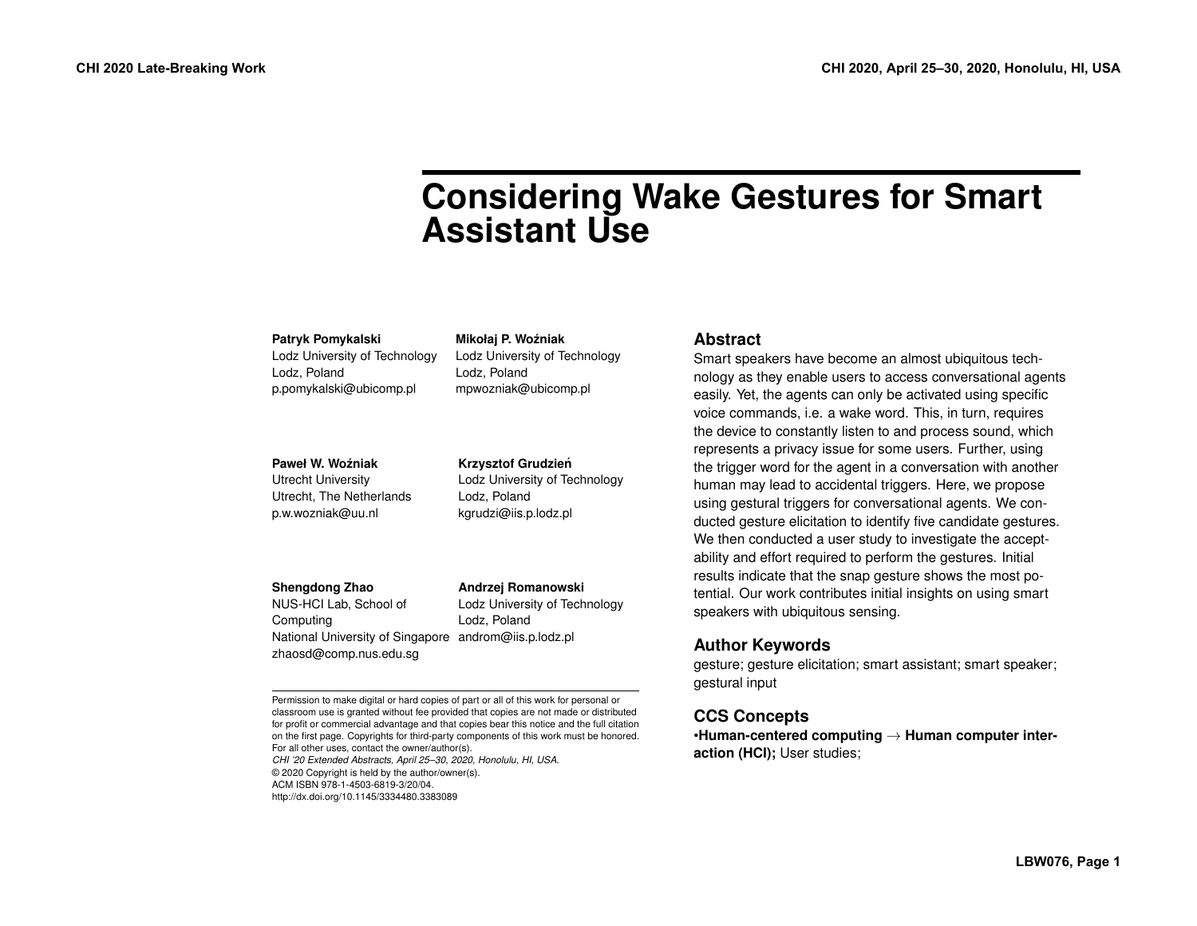# Considering Wake Gestures for Smart Assistant Use

**Patryk Pomykalski**
Lodz University of Technology
Lodz, Poland
p.pomykalski@ubicomp.pl

**Mikołaj P. Woźniak**
Lodz University of Technology
Lodz, Poland
mpwozniak@ubicomp.pl

**Paweł W. Woźniak**
Utrecht University
Utrecht, The Netherlands
p.w.wozniak@uu.nl

**Krzysztof Grudzień**
Lodz University of Technology
Lodz, Poland
kgrudzi@iis.p.lodz.pl

**Shengdong Zhao**
NUS-HCI Lab, School of Computing
National University of Singapore
zhaosd@comp.nus.edu.sg

**Andrzej Romanowski**
Lodz University of Technology
Lodz, Poland
androm@iis.p.lodz.pl

Permission to make digital or hard copies of part or all of this work for personal or classroom use is granted without fee provided that copies are not made or distributed for profit or commercial advantage and that copies bear this notice and the full citation on the first page. Copyrights for third-party components of this work must be honored. For all other uses, contact the owner/author(s).
*CHI '20 Extended Abstracts, April 25–30, 2020, Honolulu, HI, USA.*
© 2020 Copyright is held by the owner/author(s).
ACM ISBN 978-1-4503-6819-3/20/04.
http://dx.doi.org/10.1145/3334480.3383089

## Abstract

Smart speakers have become an almost ubiquitous technology as they enable users to access conversational agents easily. Yet, the agents can only be activated using specific voice commands, i.e. a wake word. This, in turn, requires the device to constantly listen to and process sound, which represents a privacy issue for some users. Further, using the trigger word for the agent in a conversation with another human may lead to accidental triggers. Here, we propose using gestural triggers for conversational agents. We conducted gesture elicitation to identify five candidate gestures. We then conducted a user study to investigate the acceptability and effort required to perform the gestures. Initial results indicate that the snap gesture shows the most potential. Our work contributes initial insights on using smart speakers with ubiquitous sensing.

## Author Keywords

gesture; gesture elicitation; smart assistant; smart speaker; gestural input

## CCS Concepts

•**Human-centered computing** → **Human computer interaction (HCI);** User studies;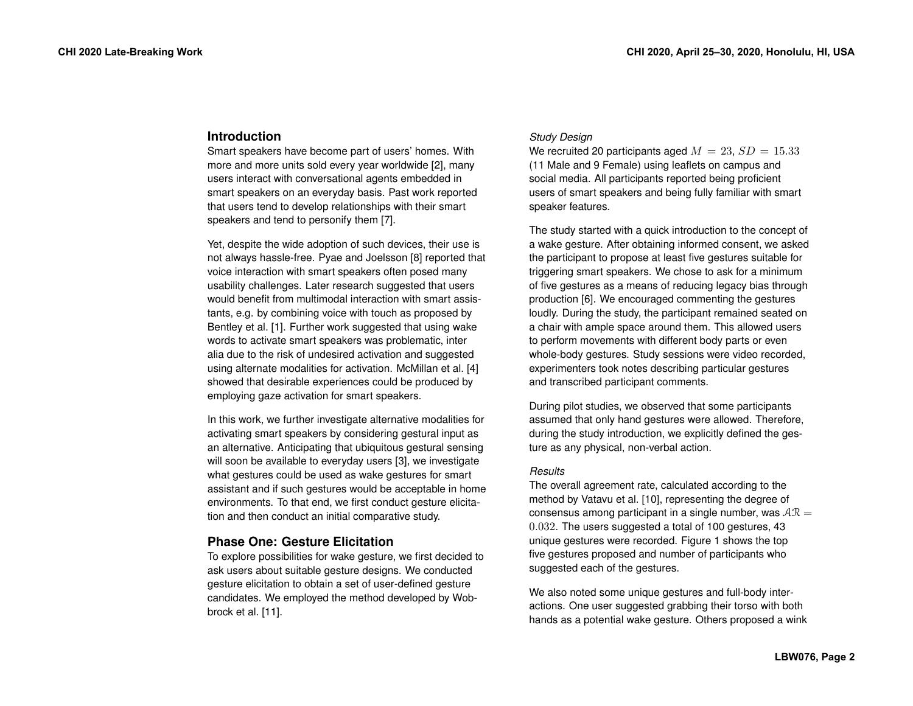## Introduction

Smart speakers have become part of users' homes. With more and more units sold every year worldwide [2], many users interact with conversational agents embedded in smart speakers on an everyday basis. Past work reported that users tend to develop relationships with their smart speakers and tend to personify them [7].

Yet, despite the wide adoption of such devices, their use is not always hassle-free. Pyae and Joelsson [8] reported that voice interaction with smart speakers often posed many usability challenges. Later research suggested that users would benefit from multimodal interaction with smart assistants, e.g. by combining voice with touch as proposed by Bentley et al. [1]. Further work suggested that using wake words to activate smart speakers was problematic, inter alia due to the risk of undesired activation and suggested using alternate modalities for activation. McMillan et al. [4] showed that desirable experiences could be produced by employing gaze activation for smart speakers.

In this work, we further investigate alternative modalities for activating smart speakers by considering gestural input as an alternative. Anticipating that ubiquitous gestural sensing will soon be available to everyday users [3], we investigate what gestures could be used as wake gestures for smart assistant and if such gestures would be acceptable in home environments. To that end, we first conduct gesture elicitation and then conduct an initial comparative study.

## Phase One: Gesture Elicitation

To explore possibilities for wake gesture, we first decided to ask users about suitable gesture designs. We conducted gesture elicitation to obtain a set of user-defined gesture candidates. We employed the method developed by Wobbrock et al. [11].

### *Study Design*

We recruited 20 participants aged $M = 23, SD = 15.33$ (11 Male and 9 Female) using leaflets on campus and social media. All participants reported being proficient users of smart speakers and being fully familiar with smart speaker features.

The study started with a quick introduction to the concept of a wake gesture. After obtaining informed consent, we asked the participant to propose at least five gestures suitable for triggering smart speakers. We chose to ask for a minimum of five gestures as a means of reducing legacy bias through production [6]. We encouraged commenting the gestures loudly. During the study, the participant remained seated on a chair with ample space around them. This allowed users to perform movements with different body parts or even whole-body gestures. Study sessions were video recorded, experimenters took notes describing particular gestures and transcribed participant comments.

During pilot studies, we observed that some participants assumed that only hand gestures were allowed. Therefore, during the study introduction, we explicitly defined the gesture as any physical, non-verbal action.

### *Results*

The overall agreement rate, calculated according to the method by Vatavu et al. [10], representing the degree of consensus among participant in a single number, was $\mathcal{AR} = 0.032$. The users suggested a total of 100 gestures, 43 unique gestures were recorded. Figure 1 shows the top five gestures proposed and number of participants who suggested each of the gestures.

We also noted some unique gestures and full-body interactions. One user suggested grabbing their torso with both hands as a potential wake gesture. Others proposed a wink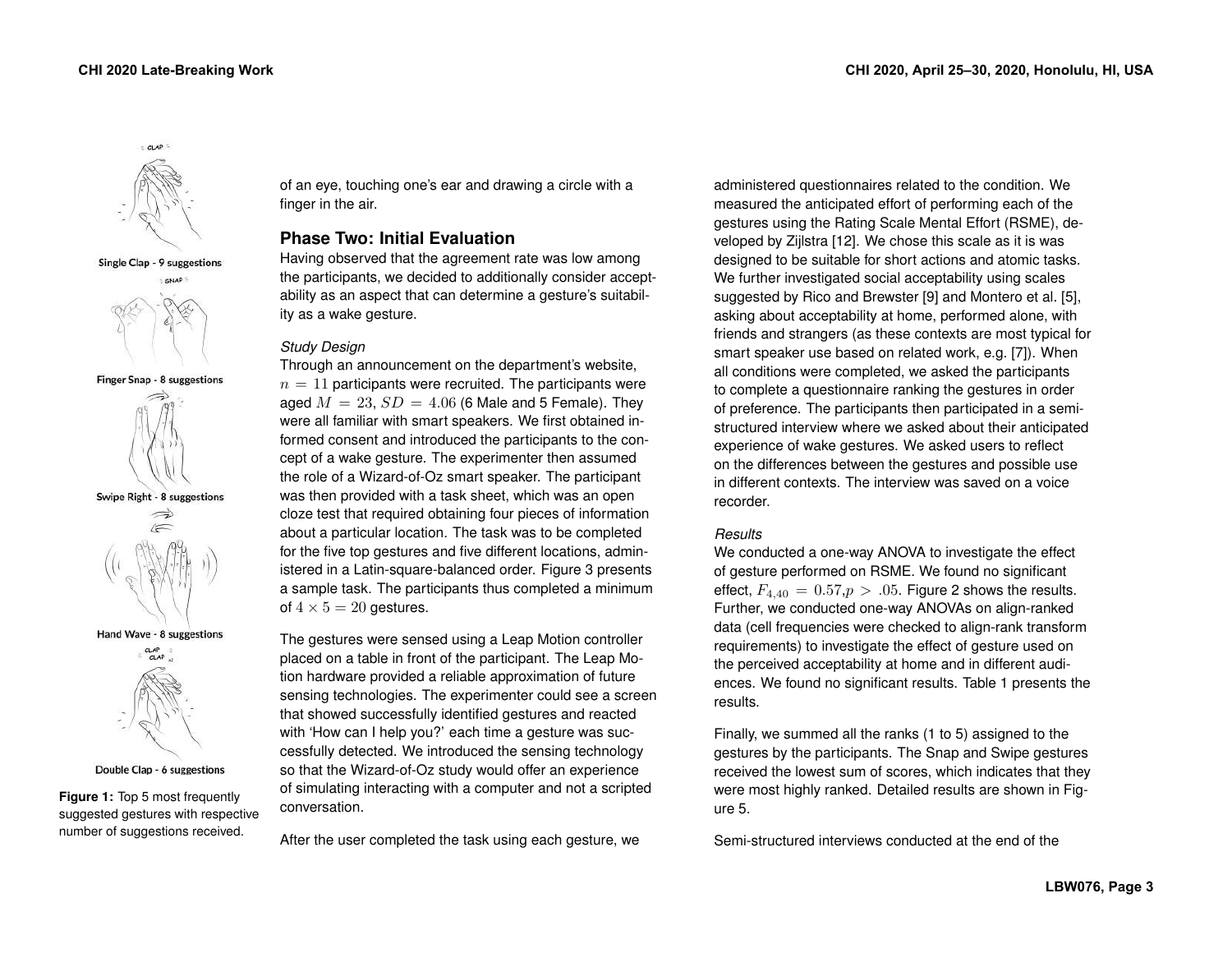Single Clap - 9 suggestions

Finger Snap - 8 suggestions

Swipe Right - 8 suggestions

Hand Wave - 8 suggestions

Double Clap - 6 suggestions

**Figure 1:** Top 5 most frequently suggested gestures with respective number of suggestions received.

of an eye, touching one's ear and drawing a circle with a finger in the air.

## Phase Two: Initial Evaluation

Having observed that the agreement rate was low among the participants, we decided to additionally consider acceptability as an aspect that can determine a gesture's suitability as a wake gesture.

### *Study Design*

Through an announcement on the department's website, $n = 11$ participants were recruited. The participants were aged $M = 23, SD = 4.06$ (6 Male and 5 Female). They were all familiar with smart speakers. We first obtained informed consent and introduced the participants to the concept of a wake gesture. The experimenter then assumed the role of a Wizard-of-Oz smart speaker. The participant was then provided with a task sheet, which was an open cloze test that required obtaining four pieces of information about a particular location. The task was to be completed for the five top gestures and five different locations, administered in a Latin-square-balanced order. Figure 3 presents a sample task. The participants thus completed a minimum of $4 \times 5 = 20$ gestures.

The gestures were sensed using a Leap Motion controller placed on a table in front of the participant. The Leap Motion hardware provided a reliable approximation of future sensing technologies. The experimenter could see a screen that showed successfully identified gestures and reacted with 'How can I help you?' each time a gesture was successfully detected. We introduced the sensing technology so that the Wizard-of-Oz study would offer an experience of simulating interacting with a computer and not a scripted conversation.

After the user completed the task using each gesture, we administered questionnaires related to the condition. We measured the anticipated effort of performing each of the gestures using the Rating Scale Mental Effort (RSME), developed by Zijlstra [12]. We chose this scale as it is was designed to be suitable for short actions and atomic tasks. We further investigated social acceptability using scales suggested by Rico and Brewster [9] and Montero et al. [5], asking about acceptability at home, performed alone, with friends and strangers (as these contexts are most typical for smart speaker use based on related work, e.g. [7]). When all conditions were completed, we asked the participants to complete a questionnaire ranking the gestures in order of preference. The participants then participated in a semi-structured interview where we asked about their anticipated experience of wake gestures. We asked users to reflect on the differences between the gestures and possible use in different contexts. The interview was saved on a voice recorder.

### *Results*

We conducted a one-way ANOVA to investigate the effect of gesture performed on RSME. We found no significant effect, $F_{4,40} = 0.57, p > .05$. Figure 2 shows the results. Further, we conducted one-way ANOVAs on align-ranked data (cell frequencies were checked to align-rank transform requirements) to investigate the effect of gesture used on the perceived acceptability at home and in different audiences. We found no significant results. Table 1 presents the results.

Finally, we summed all the ranks (1 to 5) assigned to the gestures by the participants. The Snap and Swipe gestures received the lowest sum of scores, which indicates that they were most highly ranked. Detailed results are shown in Figure 5.

Semi-structured interviews conducted at the end of the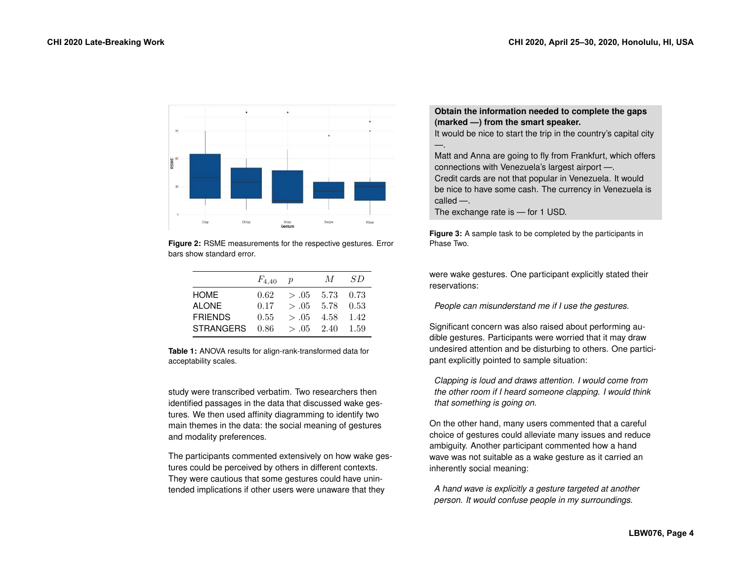RSME

90

60

30

0

Clap

DClap

Snap

Swipe

Wave

Gesture

**Figure 2:** RSME measurements for the respective gestures. Error bars show standard error.

| | $F_{4,40}$ | $p$ | $M$ | $SD$ |
|---|---|---|---|---|
| HOME | 0.62 | $> .05$ | 5.73 | 0.73 |
| ALONE | 0.17 | $> .05$ | 5.78 | 0.53 |
| FRIENDS | 0.55 | $> .05$ | 4.58 | 1.42 |
| STRANGERS | 0.86 | $> .05$ | 2.40 | 1.59 |

**Table 1:** ANOVA results for align-rank-transformed data for acceptability scales.

study were transcribed verbatim. Two researchers then identified passages in the data that discussed wake gestures. We then used affinity diagramming to identify two main themes in the data: the social meaning of gestures and modality preferences.

The participants commented extensively on how wake gestures could be perceived by others in different contexts. They were cautious that some gestures could have unintended implications if other users were unaware that they were wake gestures. One participant explicitly stated their reservations:

*People can misunderstand me if I use the gestures.*

Significant concern was also raised about performing audible gestures. Participants were worried that it may draw undesired attention and be disturbing to others. One participant explicitly pointed to sample situation:

*Clapping is loud and draws attention. I would come from the other room if I heard someone clapping. I would think that something is going on.*

On the other hand, many users commented that a careful choice of gestures could alleviate many issues and reduce ambiguity. Another participant commented how a hand wave was not suitable as a wake gesture as it carried an inherently social meaning:

*A hand wave is explicitly a gesture targeted at another person. It would confuse people in my surroundings.*

**Obtain the information needed to complete the gaps (marked —) from the smart speaker.**

It would be nice to start the trip in the country's capital city —.

Matt and Anna are going to fly from Frankfurt, which offers connections with Venezuela's largest airport —.

Credit cards are not that popular in Venezuela. It would be nice to have some cash. The currency in Venezuela is called —.

The exchange rate is — for 1 USD.

**Figure 3:** A sample task to be completed by the participants in Phase Two.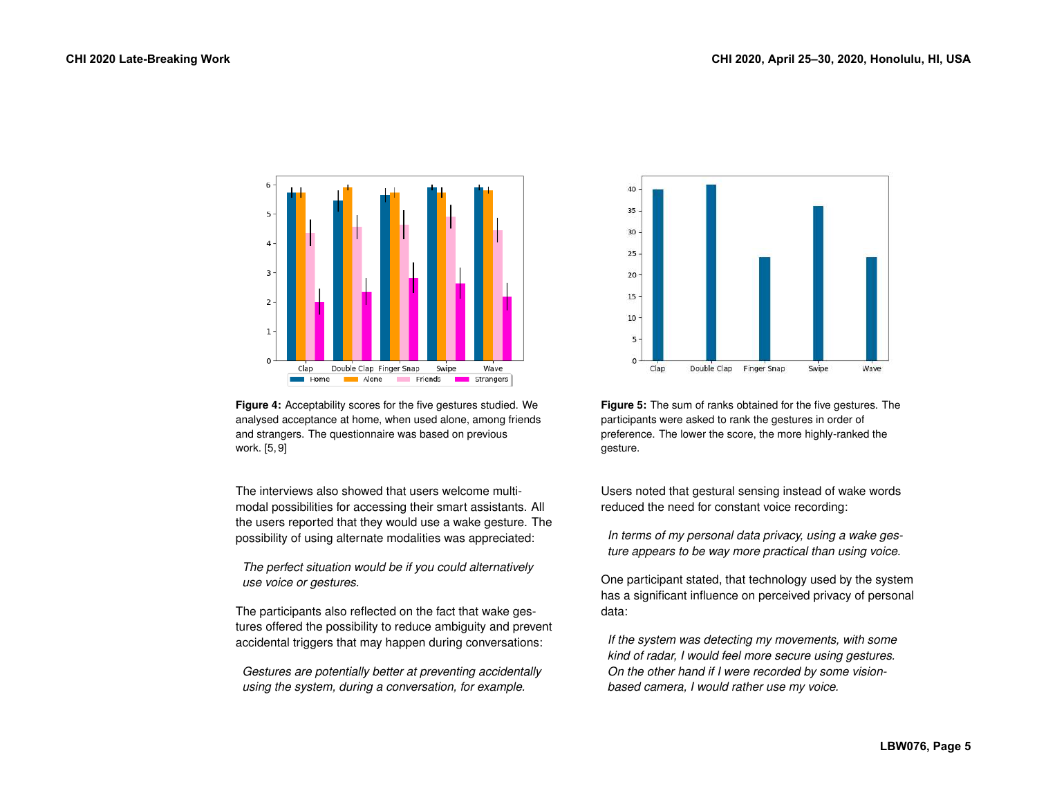6
5
4
3
2
1
0
Clap
Double Clap
Finger Snap
Swipe
Wave
Home
Alone
Friends
Strangers

**Figure 4:** Acceptability scores for the five gestures studied. We analysed acceptance at home, when used alone, among friends and strangers. The questionnaire was based on previous work. [5, 9]

40
35
30
25
20
15
10
5
0
Clap
Double Clap
Finger Snap
Swipe
Wave

**Figure 5:** The sum of ranks obtained for the five gestures. The participants were asked to rank the gestures in order of preference. The lower the score, the more highly-ranked the gesture.

The interviews also showed that users welcome multi-modal possibilities for accessing their smart assistants. All the users reported that they would use a wake gesture. The possibility of using alternate modalities was appreciated:

> *The perfect situation would be if you could alternatively use voice or gestures.*

The participants also reflected on the fact that wake gestures offered the possibility to reduce ambiguity and prevent accidental triggers that may happen during conversations:

> *Gestures are potentially better at preventing accidentally using the system, during a conversation, for example.*

Users noted that gestural sensing instead of wake words reduced the need for constant voice recording:

> *In terms of my personal data privacy, using a wake gesture appears to be way more practical than using voice.*

One participant stated, that technology used by the system has a significant influence on perceived privacy of personal data:

> *If the system was detecting my movements, with some kind of radar, I would feel more secure using gestures. On the other hand if I were recorded by some vision-based camera, I would rather use my voice.*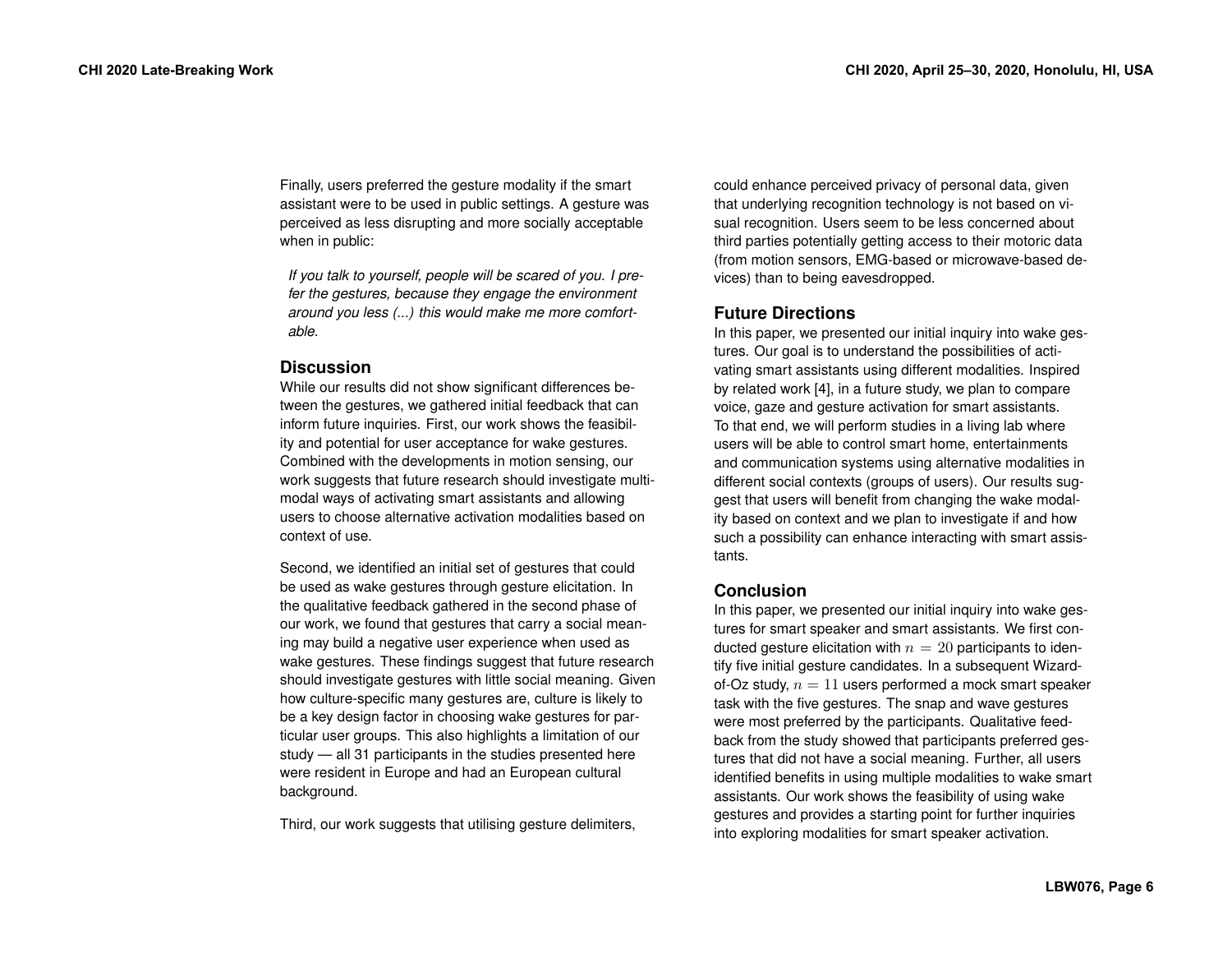Finally, users preferred the gesture modality if the smart assistant were to be used in public settings. A gesture was perceived as less disrupting and more socially acceptable when in public:

> *If you talk to yourself, people will be scared of you. I prefer the gestures, because they engage the environment around you less (...) this would make me more comfortable.*

## Discussion

While our results did not show significant differences between the gestures, we gathered initial feedback that can inform future inquiries. First, our work shows the feasibility and potential for user acceptance for wake gestures. Combined with the developments in motion sensing, our work suggests that future research should investigate multimodal ways of activating smart assistants and allowing users to choose alternative activation modalities based on context of use.

Second, we identified an initial set of gestures that could be used as wake gestures through gesture elicitation. In the qualitative feedback gathered in the second phase of our work, we found that gestures that carry a social meaning may build a negative user experience when used as wake gestures. These findings suggest that future research should investigate gestures with little social meaning. Given how culture-specific many gestures are, culture is likely to be a key design factor in choosing wake gestures for particular user groups. This also highlights a limitation of our study — all 31 participants in the studies presented here were resident in Europe and had an European cultural background.

Third, our work suggests that utilising gesture delimiters, could enhance perceived privacy of personal data, given that underlying recognition technology is not based on visual recognition. Users seem to be less concerned about third parties potentially getting access to their motoric data (from motion sensors, EMG-based or microwave-based devices) than to being eavesdropped.

## Future Directions

In this paper, we presented our initial inquiry into wake gestures. Our goal is to understand the possibilities of activating smart assistants using different modalities. Inspired by related work [4], in a future study, we plan to compare voice, gaze and gesture activation for smart assistants. To that end, we will perform studies in a living lab where users will be able to control smart home, entertainments and communication systems using alternative modalities in different social contexts (groups of users). Our results suggest that users will benefit from changing the wake modality based on context and we plan to investigate if and how such a possibility can enhance interacting with smart assistants.

## Conclusion

In this paper, we presented our initial inquiry into wake gestures for smart speaker and smart assistants. We first conducted gesture elicitation with $n = 20$ participants to identify five initial gesture candidates. In a subsequent Wizard-of-Oz study, $n = 11$ users performed a mock smart speaker task with the five gestures. The snap and wave gestures were most preferred by the participants. Qualitative feedback from the study showed that participants preferred gestures that did not have a social meaning. Further, all users identified benefits in using multiple modalities to wake smart assistants. Our work shows the feasibility of using wake gestures and provides a starting point for further inquiries into exploring modalities for smart speaker activation.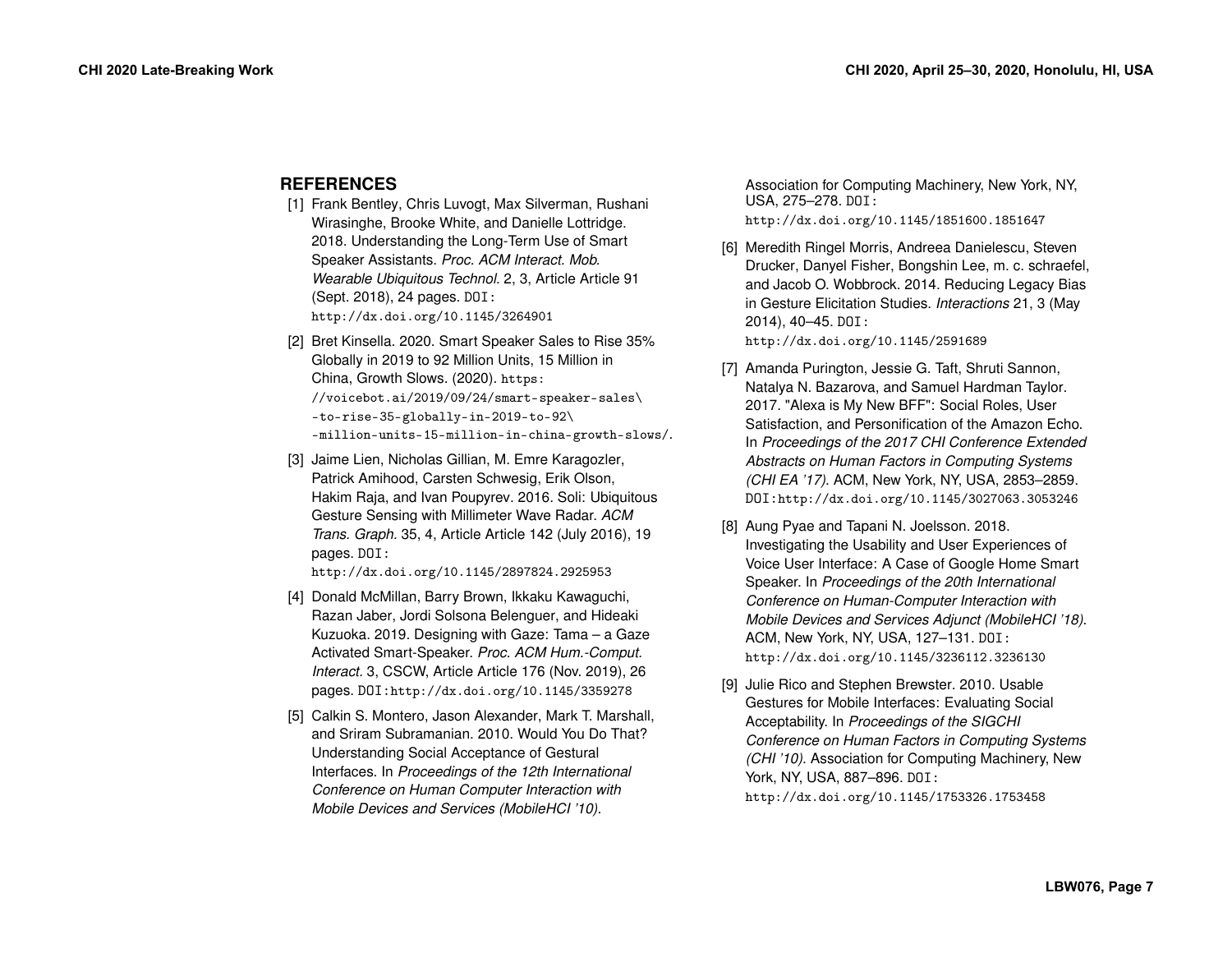## REFERENCES

[1] Frank Bentley, Chris Luvogt, Max Silverman, Rushani Wirasinghe, Brooke White, and Danielle Lottridge. 2018. Understanding the Long-Term Use of Smart Speaker Assistants. *Proc. ACM Interact. Mob. Wearable Ubiquitous Technol.* 2, 3, Article Article 91 (Sept. 2018), 24 pages. DOI: http://dx.doi.org/10.1145/3264901

[2] Bret Kinsella. 2020. Smart Speaker Sales to Rise 35% Globally in 2019 to 92 Million Units, 15 Million in China, Growth Slows. (2020). https://voicebot.ai/2019/09/24/smart-speaker-sales\-to-rise-35-globally-in-2019-to-92\-million-units-15-million-in-china-growth-slows/.

[3] Jaime Lien, Nicholas Gillian, M. Emre Karagozler, Patrick Amihood, Carsten Schwesig, Erik Olson, Hakim Raja, and Ivan Poupyrev. 2016. Soli: Ubiquitous Gesture Sensing with Millimeter Wave Radar. *ACM Trans. Graph.* 35, 4, Article Article 142 (July 2016), 19 pages. DOI: http://dx.doi.org/10.1145/2897824.2925953

[4] Donald McMillan, Barry Brown, Ikkaku Kawaguchi, Razan Jaber, Jordi Solsona Belenguer, and Hideaki Kuzuoka. 2019. Designing with Gaze: Tama – a Gaze Activated Smart-Speaker. *Proc. ACM Hum.-Comput. Interact.* 3, CSCW, Article Article 176 (Nov. 2019), 26 pages. DOI:http://dx.doi.org/10.1145/3359278

[5] Calkin S. Montero, Jason Alexander, Mark T. Marshall, and Sriram Subramanian. 2010. Would You Do That? Understanding Social Acceptance of Gestural Interfaces. In *Proceedings of the 12th International Conference on Human Computer Interaction with Mobile Devices and Services (MobileHCI '10)*. Association for Computing Machinery, New York, NY, USA, 275–278. DOI: http://dx.doi.org/10.1145/1851600.1851647

[6] Meredith Ringel Morris, Andreea Danielescu, Steven Drucker, Danyel Fisher, Bongshin Lee, m. c. schraefel, and Jacob O. Wobbrock. 2014. Reducing Legacy Bias in Gesture Elicitation Studies. *Interactions* 21, 3 (May 2014), 40–45. DOI: http://dx.doi.org/10.1145/2591689

[7] Amanda Purington, Jessie G. Taft, Shruti Sannon, Natalya N. Bazarova, and Samuel Hardman Taylor. 2017. "Alexa is My New BFF": Social Roles, User Satisfaction, and Personification of the Amazon Echo. In *Proceedings of the 2017 CHI Conference Extended Abstracts on Human Factors in Computing Systems (CHI EA '17)*. ACM, New York, NY, USA, 2853–2859. DOI:http://dx.doi.org/10.1145/3027063.3053246

[8] Aung Pyae and Tapani N. Joelsson. 2018. Investigating the Usability and User Experiences of Voice User Interface: A Case of Google Home Smart Speaker. In *Proceedings of the 20th International Conference on Human-Computer Interaction with Mobile Devices and Services Adjunct (MobileHCI '18)*. ACM, New York, NY, USA, 127–131. DOI: http://dx.doi.org/10.1145/3236112.3236130

[9] Julie Rico and Stephen Brewster. 2010. Usable Gestures for Mobile Interfaces: Evaluating Social Acceptability. In *Proceedings of the SIGCHI Conference on Human Factors in Computing Systems (CHI '10)*. Association for Computing Machinery, New York, NY, USA, 887–896. DOI: http://dx.doi.org/10.1145/1753326.1753458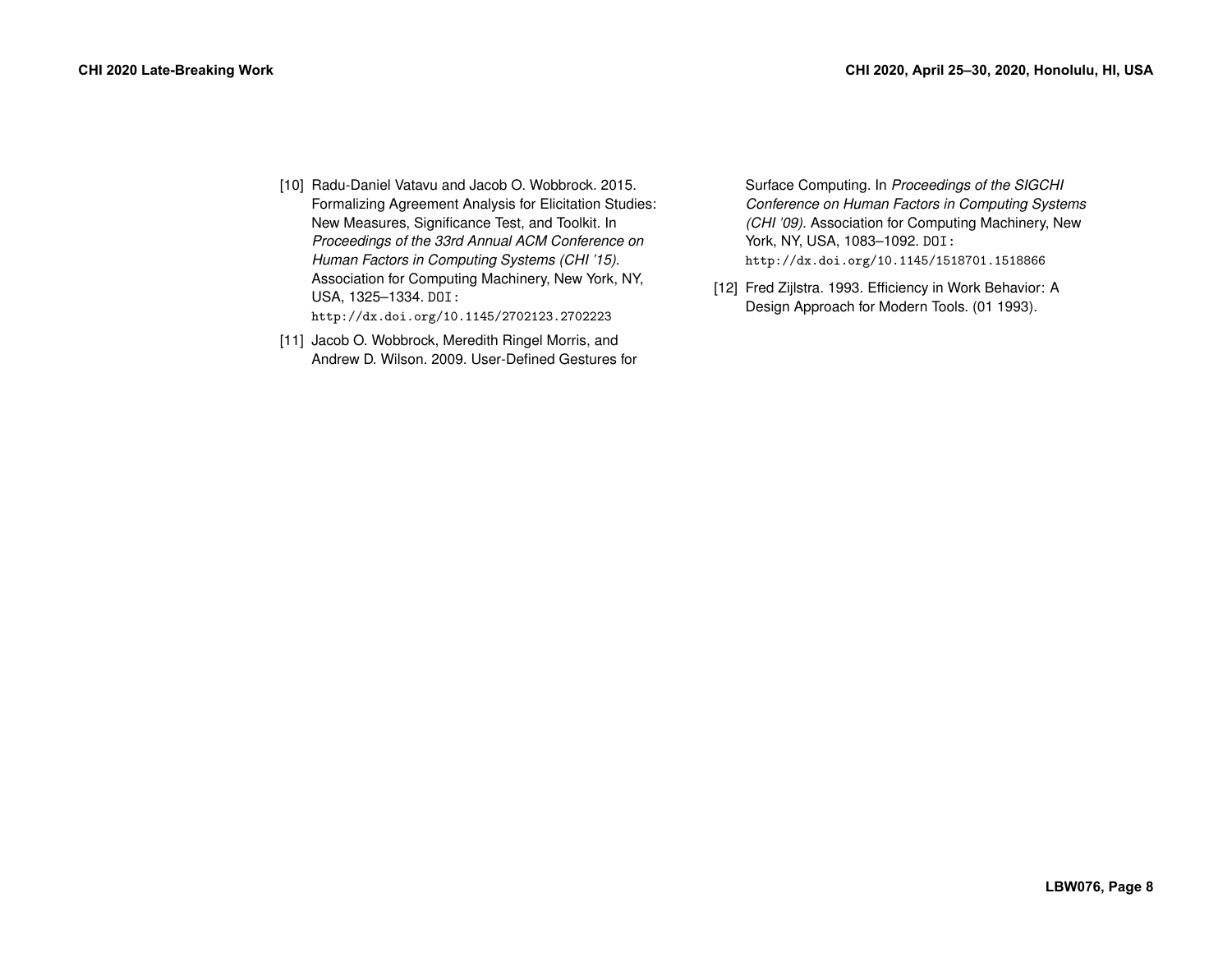[10] Radu-Daniel Vatavu and Jacob O. Wobbrock. 2015. Formalizing Agreement Analysis for Elicitation Studies: New Measures, Significance Test, and Toolkit. In *Proceedings of the 33rd Annual ACM Conference on Human Factors in Computing Systems (CHI '15)*. Association for Computing Machinery, New York, NY, USA, 1325–1334. DOI: http://dx.doi.org/10.1145/2702123.2702223

[11] Jacob O. Wobbrock, Meredith Ringel Morris, and Andrew D. Wilson. 2009. User-Defined Gestures for Surface Computing. In *Proceedings of the SIGCHI Conference on Human Factors in Computing Systems (CHI '09)*. Association for Computing Machinery, New York, NY, USA, 1083–1092. DOI: http://dx.doi.org/10.1145/1518701.1518866

[12] Fred Zijlstra. 1993. Efficiency in Work Behavior: A Design Approach for Modern Tools. (01 1993).